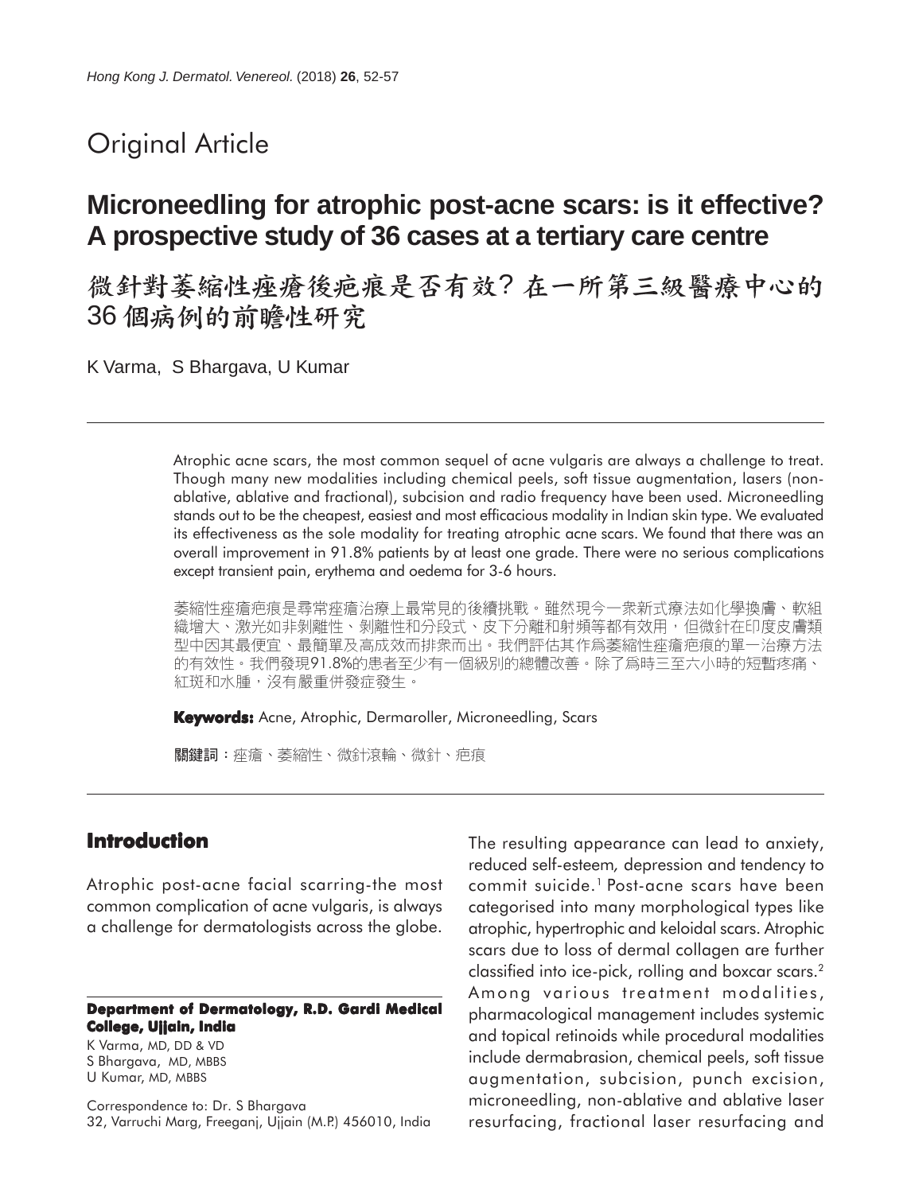Original Article

# Microneedling for atrophic post-acne scars: is it effective? A prospective study of 36 cases at a tertiary care centre

# 微針對萎縮性痤瘡後疤痕是否有效？在一所第三級醫療中心的36個病例的前瞻性研究

K Varma, S Bhargava, U Kumar

Atrophic acne scars, the most common sequel of acne vulgaris are always a challenge to treat. Though many new modalities including chemical peels, soft tissue augmentation, lasers (non-ablative, ablative and fractional), subcision and radio frequency have been used. Microneedling stands out to be the cheapest, easiest and most efficacious modality in Indian skin type. We evaluated its effectiveness as the sole modality for treating atrophic acne scars. We found that there was an overall improvement in 91.8% patients by at least one grade. There were no serious complications except transient pain, erythema and oedema for 3-6 hours.

萎縮性痤瘡疤痕是尋常痤瘡治療上最常見的後續挑戰。雖然現今一衆新式療法如化學換膚、軟組織增大、激光如非剝離性、剝離性和分段式、皮下分離和射頻等都有效用，但微針在印度皮膚類型中因其最便宜、最簡單及高成效而排衆而出。我們評估其作爲萎縮性痤瘡疤痕的單一治療方法的有效性。我們發現91.8%的患者至少有一個級別的總體改善。除了爲時三至六小時的短暫疼痛、紅斑和水腫，沒有嚴重併發症發生。

**Keywords:** Acne, Atrophic, Dermaroller, Microneedling, Scars

**關鍵詞：**痤瘡、萎縮性、微針滾輪、微針、疤痕

## Introduction

Atrophic post-acne facial scarring-the most common complication of acne vulgaris, is always a challenge for dermatologists across the globe. The resulting appearance can lead to anxiety, reduced self-esteem, depression and tendency to commit suicide.[1] Post-acne scars have been categorised into many morphological types like atrophic, hypertrophic and keloidal scars. Atrophic scars due to loss of dermal collagen are further classified into ice-pick, rolling and boxcar scars.[2] Among various treatment modalities, pharmacological management includes systemic and topical retinoids while procedural modalities include dermabrasion, chemical peels, soft tissue augmentation, subcision, punch excision, microneedling, non-ablative and ablative laser resurfacing, fractional laser resurfacing and

**Department of Dermatology, R.D. Gardi Medical College, Ujjain, India**

K Varma, MD, DD & VD
S Bhargava, MD, MBBS
U Kumar, MD, MBBS

Correspondence to: Dr. S Bhargava
32, Varruchi Marg, Freeganj, Ujjain (M.P.) 456010, India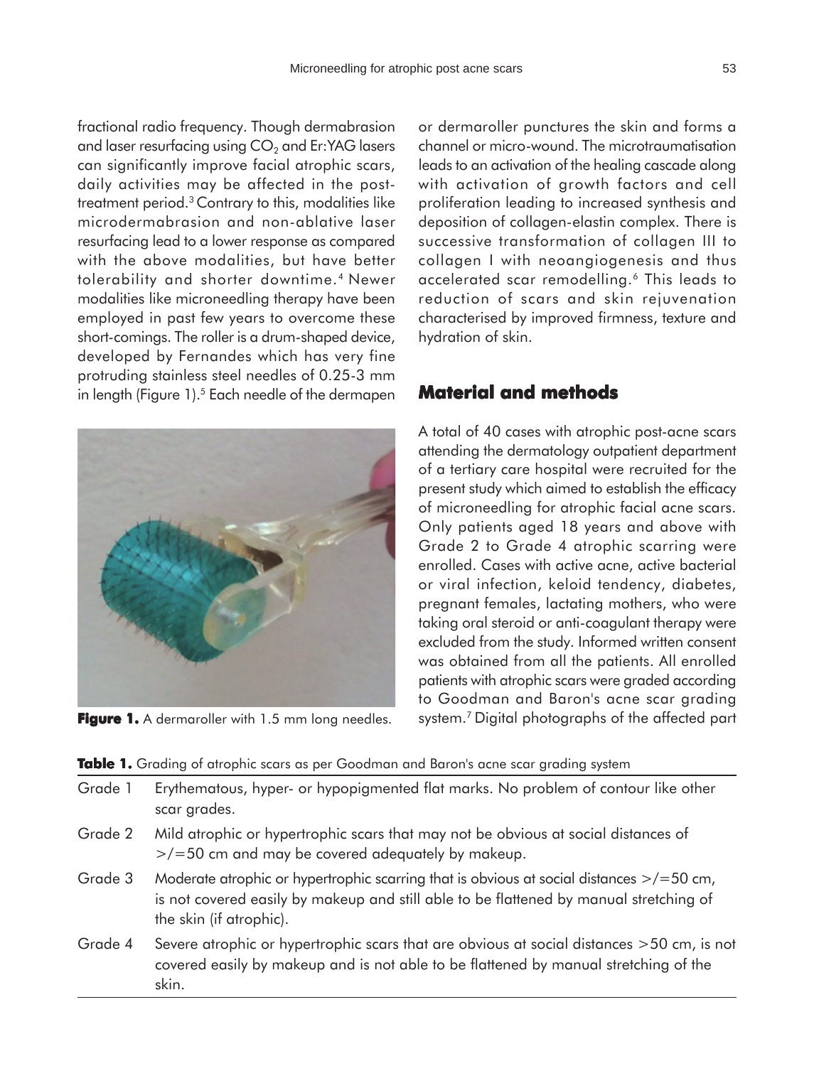fractional radio frequency. Though dermabrasion and laser resurfacing using $CO_2$ and Er:YAG lasers can significantly improve facial atrophic scars, daily activities may be affected in the post-treatment period.[3] Contrary to this, modalities like microdermabrasion and non-ablative laser resurfacing lead to a lower response as compared with the above modalities, but have better tolerability and shorter downtime.[4] Newer modalities like microneedling therapy have been employed in past few years to overcome these short-comings. The roller is a drum-shaped device, developed by Fernandes which has very fine protruding stainless steel needles of 0.25-3 mm in length (Figure 1).[5] Each needle of the dermapen or dermaroller punctures the skin and forms a channel or micro-wound. The microtraumatisation leads to an activation of the healing cascade along with activation of growth factors and cell proliferation leading to increased synthesis and deposition of collagen-elastin complex. There is successive transformation of collagen III to collagen I with neoangiogenesis and thus accelerated scar remodelling.[6] This leads to reduction of scars and skin rejuvenation characterised by improved firmness, texture and hydration of skin.

**Figure 1.** A dermaroller with 1.5 mm long needles.

## Material and methods

A total of 40 cases with atrophic post-acne scars attending the dermatology outpatient department of a tertiary care hospital were recruited for the present study which aimed to establish the efficacy of microneedling for atrophic facial acne scars. Only patients aged 18 years and above with Grade 2 to Grade 4 atrophic scarring were enrolled. Cases with active acne, active bacterial or viral infection, keloid tendency, diabetes, pregnant females, lactating mothers, who were taking oral steroid or anti-coagulant therapy were excluded from the study. Informed written consent was obtained from all the patients. All enrolled patients with atrophic scars were graded according to Goodman and Baron's acne scar grading system.[7] Digital photographs of the affected part

**Table 1.** Grading of atrophic scars as per Goodman and Baron's acne scar grading system

| Grade | Description |
|---|---|
| Grade 1 | Erythematous, hyper- or hypopigmented flat marks. No problem of contour like other scar grades. |
| Grade 2 | Mild atrophic or hypertrophic scars that may not be obvious at social distances of >/=50 cm and may be covered adequately by makeup. |
| Grade 3 | Moderate atrophic or hypertrophic scarring that is obvious at social distances >/=50 cm, is not covered easily by makeup and still able to be flattened by manual stretching of the skin (if atrophic). |
| Grade 4 | Severe atrophic or hypertrophic scars that are obvious at social distances >50 cm, is not covered easily by makeup and is not able to be flattened by manual stretching of the skin. |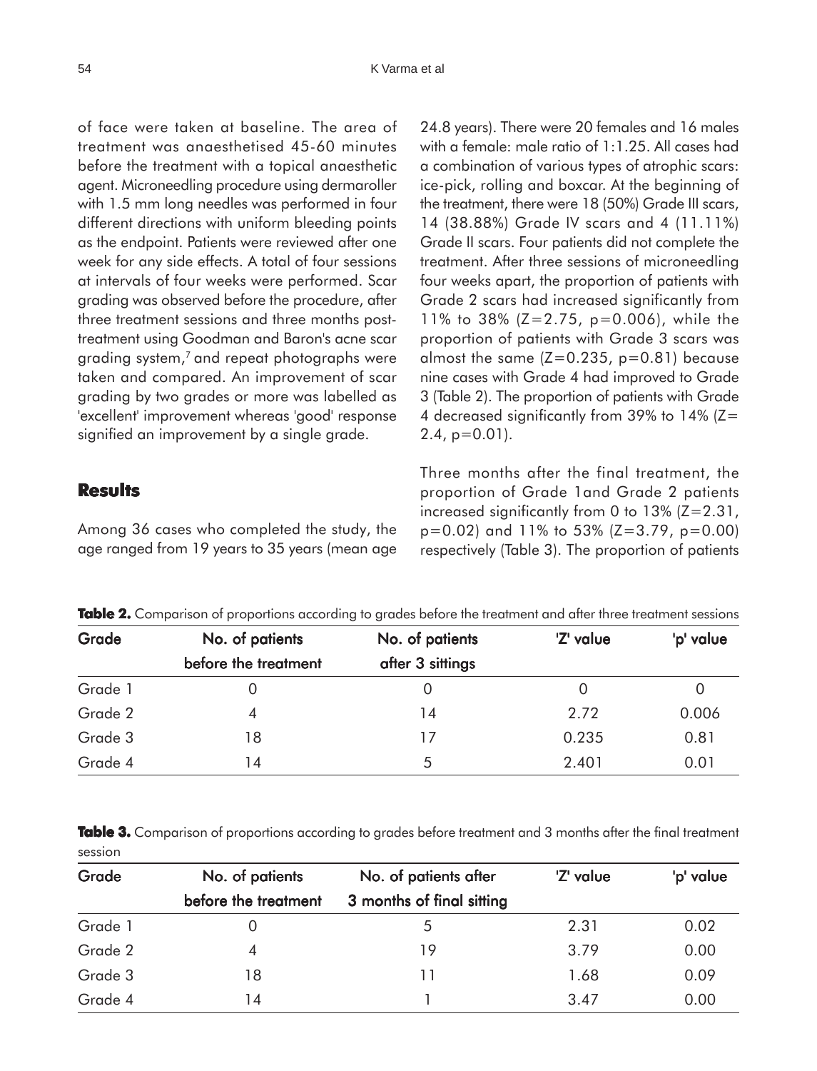of face were taken at baseline. The area of treatment was anaesthetised 45-60 minutes before the treatment with a topical anaesthetic agent. Microneedling procedure using dermaroller with 1.5 mm long needles was performed in four different directions with uniform bleeding points as the endpoint. Patients were reviewed after one week for any side effects. A total of four sessions at intervals of four weeks were performed. Scar grading was observed before the procedure, after three treatment sessions and three months post-treatment using Goodman and Baron's acne scar grading system,[7] and repeat photographs were taken and compared. An improvement of scar grading by two grades or more was labelled as 'excellent' improvement whereas 'good' response signified an improvement by a single grade.

## Results

Among 36 cases who completed the study, the age ranged from 19 years to 35 years (mean age 24.8 years). There were 20 females and 16 males with a female: male ratio of 1:1.25. All cases had a combination of various types of atrophic scars: ice-pick, rolling and boxcar. At the beginning of the treatment, there were 18 (50%) Grade III scars, 14 (38.88%) Grade IV scars and 4 (11.11%) Grade II scars. Four patients did not complete the treatment. After three sessions of microneedling four weeks apart, the proportion of patients with Grade 2 scars had increased significantly from 11% to 38% ($Z=2.75$, $p=0.006$), while the proportion of patients with Grade 3 scars was almost the same ($Z=0.235$, $p=0.81$) because nine cases with Grade 4 had improved to Grade 3 (Table 2). The proportion of patients with Grade 4 decreased significantly from 39% to 14% ($Z=2.4$, $p=0.01$).

Three months after the final treatment, the proportion of Grade 1and Grade 2 patients increased significantly from 0 to 13% ($Z=2.31$, $p=0.02$) and 11% to 53% ($Z=3.79$, $p=0.00$) respectively (Table 3). The proportion of patients

**Table 2.** Comparison of proportions according to grades before the treatment and after three treatment sessions

| Grade | No. of patients before the treatment | No. of patients after 3 sittings | 'Z' value | 'p' value |
|---|---|---|---|---|
| Grade 1 | 0 | 0 | 0 | 0 |
| Grade 2 | 4 | 14 | 2.72 | 0.006 |
| Grade 3 | 18 | 17 | 0.235 | 0.81 |
| Grade 4 | 14 | 5 | 2.401 | 0.01 |

**Table 3.** Comparison of proportions according to grades before treatment and 3 months after the final treatment session

| Grade | No. of patients before the treatment | No. of patients after 3 months of final sitting | 'Z' value | 'p' value |
|---|---|---|---|---|
| Grade 1 | 0 | 5 | 2.31 | 0.02 |
| Grade 2 | 4 | 19 | 3.79 | 0.00 |
| Grade 3 | 18 | 11 | 1.68 | 0.09 |
| Grade 4 | 14 | 1 | 3.47 | 0.00 |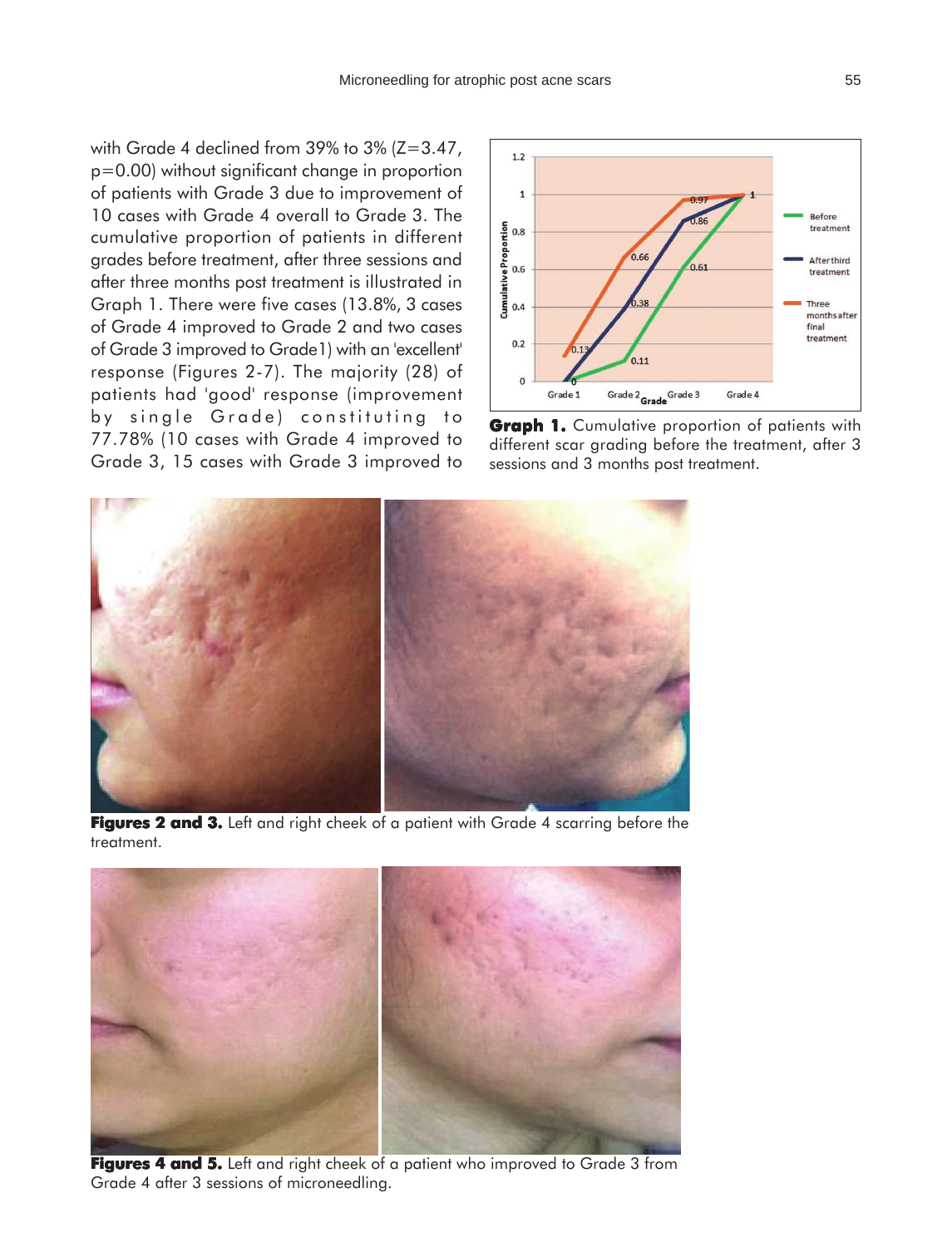with Grade 4 declined from 39% to 3% (Z=3.47, p=0.00) without significant change in proportion of patients with Grade 3 due to improvement of 10 cases with Grade 4 overall to Grade 3. The cumulative proportion of patients in different grades before treatment, after three sessions and after three months post treatment is illustrated in Graph 1. There were five cases (13.8%, 3 cases of Grade 4 improved to Grade 2 and two cases of Grade 3 improved to Grade1) with an 'excellent' response (Figures 2-7). The majority (28) of patients had 'good' response (improvement by single Grade) constituting to 77.78% (10 cases with Grade 4 improved to Grade 3, 15 cases with Grade 3 improved to

**Graph 1.** Cumulative proportion of patients with different scar grading before the treatment, after 3 sessions and 3 months post treatment.

**Figures 2 and 3.** Left and right cheek of a patient with Grade 4 scarring before the treatment.

**Figures 4 and 5.** Left and right cheek of a patient who improved to Grade 3 from Grade 4 after 3 sessions of microneedling.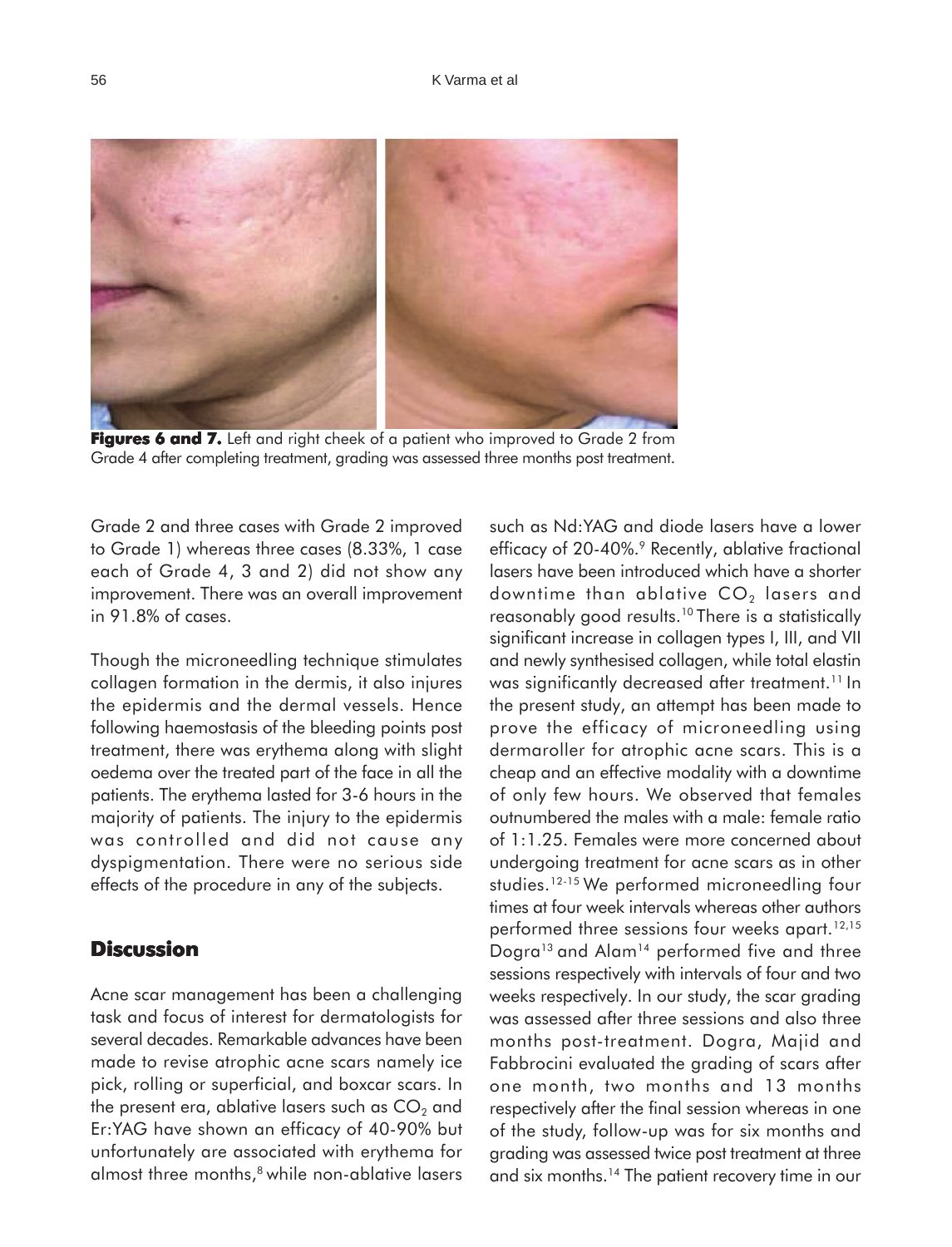**Figures 6 and 7.** Left and right cheek of a patient who improved to Grade 2 from Grade 4 after completing treatment, grading was assessed three months post treatment.

Grade 2 and three cases with Grade 2 improved to Grade 1) whereas three cases (8.33%, 1 case each of Grade 4, 3 and 2) did not show any improvement. There was an overall improvement in 91.8% of cases.

Though the microneedling technique stimulates collagen formation in the dermis, it also injures the epidermis and the dermal vessels. Hence following haemostasis of the bleeding points post treatment, there was erythema along with slight oedema over the treated part of the face in all the patients. The erythema lasted for 3-6 hours in the majority of patients. The injury to the epidermis was controlled and did not cause any dyspigmentation. There were no serious side effects of the procedure in any of the subjects.

## Discussion

Acne scar management has been a challenging task and focus of interest for dermatologists for several decades. Remarkable advances have been made to revise atrophic acne scars namely ice pick, rolling or superficial, and boxcar scars. In the present era, ablative lasers such as $CO_2$ and Er:YAG have shown an efficacy of 40-90% but unfortunately are associated with erythema for almost three months,[8] while non-ablative lasers such as Nd:YAG and diode lasers have a lower efficacy of 20-40%.[9] Recently, ablative fractional lasers have been introduced which have a shorter downtime than ablative $CO_2$ lasers and reasonably good results.[10] There is a statistically significant increase in collagen types I, III, and VII and newly synthesised collagen, while total elastin was significantly decreased after treatment.[11] In the present study, an attempt has been made to prove the efficacy of microneedling using dermaroller for atrophic acne scars. This is a cheap and an effective modality with a downtime of only few hours. We observed that females outnumbered the males with a male: female ratio of 1:1.25. Females were more concerned about undergoing treatment for acne scars as in other studies.[12-15] We performed microneedling four times at four week intervals whereas other authors performed three sessions four weeks apart.[12,15] Dogra[13] and Alam[14] performed five and three sessions respectively with intervals of four and two weeks respectively. In our study, the scar grading was assessed after three sessions and also three months post-treatment. Dogra, Majid and Fabbrocini evaluated the grading of scars after one month, two months and 13 months respectively after the final session whereas in one of the study, follow-up was for six months and grading was assessed twice post treatment at three and six months.[14] The patient recovery time in our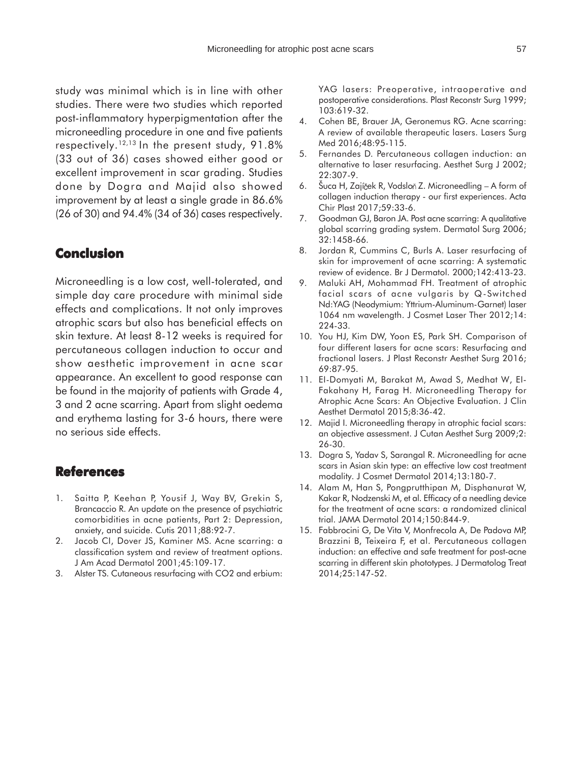study was minimal which is in line with other studies. There were two studies which reported post-inflammatory hyperpigmentation after the microneedling procedure in one and five patients respectively.[12,13] In the present study, 91.8% (33 out of 36) cases showed either good or excellent improvement in scar grading. Studies done by Dogra and Majid also showed improvement by at least a single grade in 86.6% (26 of 30) and 94.4% (34 of 36) cases respectively.

## Conclusion

Microneedling is a low cost, well-tolerated, and simple day care procedure with minimal side effects and complications. It not only improves atrophic scars but also has beneficial effects on skin texture. At least 8-12 weeks is required for percutaneous collagen induction to occur and show aesthetic improvement in acne scar appearance. An excellent to good response can be found in the majority of patients with Grade 4, 3 and 2 acne scarring. Apart from slight oedema and erythema lasting for 3-6 hours, there were no serious side effects.

## References

1. Saitta P, Keehan P, Yousif J, Way BV, Grekin S, Brancaccio R. An update on the presence of psychiatric comorbidities in acne patients, Part 2: Depression, anxiety, and suicide. Cutis 2011;88:92-7.
2. Jacob CI, Dover JS, Kaminer MS. Acne scarring: a classification system and review of treatment options. J Am Acad Dermatol 2001;45:109-17.
3. Alster TS. Cutaneous resurfacing with CO2 and erbium: YAG lasers: Preoperative, intraoperative and postoperative considerations. Plast Reconstr Surg 1999; 103:619-32.
4. Cohen BE, Brauer JA, Geronemus RG. Acne scarring: A review of available therapeutic lasers. Lasers Surg Med 2016;48:95-115.
5. Fernandes D. Percutaneous collagen induction: an alternative to laser resurfacing. Aesthet Surg J 2002; 22:307-9.
6. Šuca H, Zajíček R, Vodsloň Z. Microneedling – A form of collagen induction therapy - our first experiences. Acta Chir Plast 2017;59:33-6.
7. Goodman GJ, Baron JA. Post acne scarring: A qualitative global scarring grading system. Dermatol Surg 2006; 32:1458-66.
8. Jordan R, Cummins C, Burls A. Laser resurfacing of skin for improvement of acne scarring: A systematic review of evidence. Br J Dermatol. 2000;142:413-23.
9. Maluki AH, Mohammad FH. Treatment of atrophic facial scars of acne vulgaris by Q-Switched Nd:YAG (Neodymium: Yttrium-Aluminum-Garnet) laser 1064 nm wavelength. J Cosmet Laser Ther 2012;14: 224-33.
10. You HJ, Kim DW, Yoon ES, Park SH. Comparison of four different lasers for acne scars: Resurfacing and fractional lasers. J Plast Reconstr Aesthet Surg 2016; 69:87-95.
11. El-Domyati M, Barakat M, Awad S, Medhat W, El-Fakahany H, Farag H. Microneedling Therapy for Atrophic Acne Scars: An Objective Evaluation. J Clin Aesthet Dermatol 2015;8:36-42.
12. Majid I. Microneedling therapy in atrophic facial scars: an objective assessment. J Cutan Aesthet Surg 2009;2: 26-30.
13. Dogra S, Yadav S, Sarangal R. Microneedling for acne scars in Asian skin type: an effective low cost treatment modality. J Cosmet Dermatol 2014;13:180-7.
14. Alam M, Han S, Pongprutthipan M, Disphanurat W, Kakar R, Nodzenski M, et al. Efficacy of a needling device for the treatment of acne scars: a randomized clinical trial. JAMA Dermatol 2014;150:844-9.
15. Fabbrocini G, De Vita V, Monfrecola A, De Padova MP, Brazzini B, Teixeira F, et al. Percutaneous collagen induction: an effective and safe treatment for post-acne scarring in different skin phototypes. J Dermatolog Treat 2014;25:147-52.